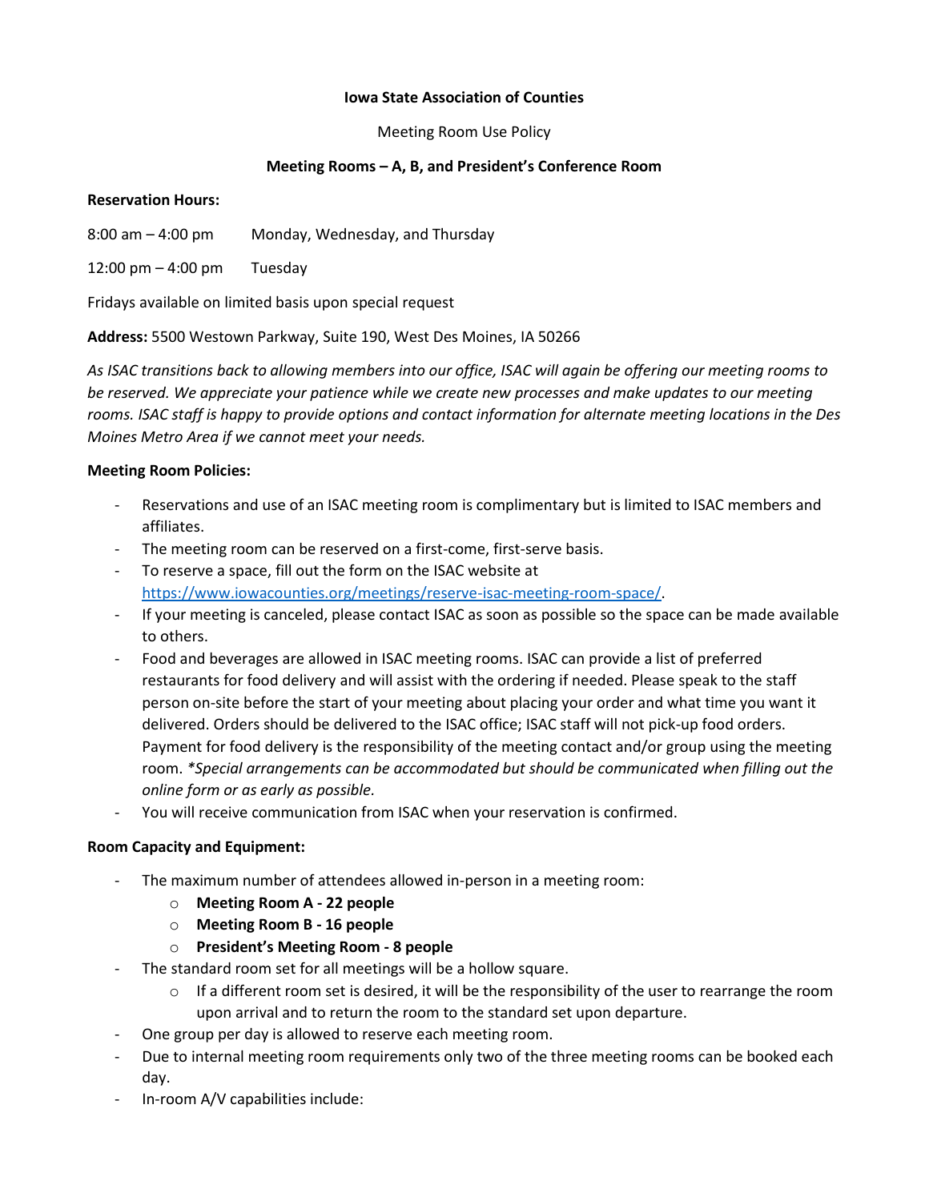**Iowa State Association of Counties**

Meeting Room Use Policy

**Meeting Rooms – A, B, and President's Conference Room**

**Reservation Hours:**

8:00 am – 4:00 pm Monday, Wednesday, and Thursday

12:00 pm – 4:00 pm Tuesday

Fridays available on limited basis upon special request

**Address:** 5500 Westown Parkway, Suite 190, West Des Moines, IA 50266

*As ISAC transitions back to allowing members into our office, ISAC will again be offering our meeting rooms to be reserved. We appreciate your patience while we create new processes and make updates to our meeting rooms. ISAC staff is happy to provide options and contact information for alternate meeting locations in the Des Moines Metro Area if we cannot meet your needs.*

**Meeting Room Policies:**

- Reservations and use of an ISAC meeting room is complimentary but is limited to ISAC members and affiliates.
- The meeting room can be reserved on a first-come, first-serve basis.
- To reserve a space, fill out the form on the ISAC website at https://www.iowacounties.org/meetings/reserve-isac-meeting-room-space/.
- If your meeting is canceled, please contact ISAC as soon as possible so the space can be made available to others.
- Food and beverages are allowed in ISAC meeting rooms. ISAC can provide a list of preferred restaurants for food delivery and will assist with the ordering if needed. Please speak to the staff person on-site before the start of your meeting about placing your order and what time you want it delivered. Orders should be delivered to the ISAC office; ISAC staff will not pick-up food orders. Payment for food delivery is the responsibility of the meeting contact and/or group using the meeting room. *\*Special arrangements can be accommodated but should be communicated when filling out the online form or as early as possible.*
- You will receive communication from ISAC when your reservation is confirmed.

**Room Capacity and Equipment:**

- The maximum number of attendees allowed in-person in a meeting room:
  - **Meeting Room A - 22 people**
  - **Meeting Room B - 16 people**
  - **President's Meeting Room - 8 people**
- The standard room set for all meetings will be a hollow square.
  - If a different room set is desired, it will be the responsibility of the user to rearrange the room upon arrival and to return the room to the standard set upon departure.
- One group per day is allowed to reserve each meeting room.
- Due to internal meeting room requirements only two of the three meeting rooms can be booked each day.
- In-room A/V capabilities include: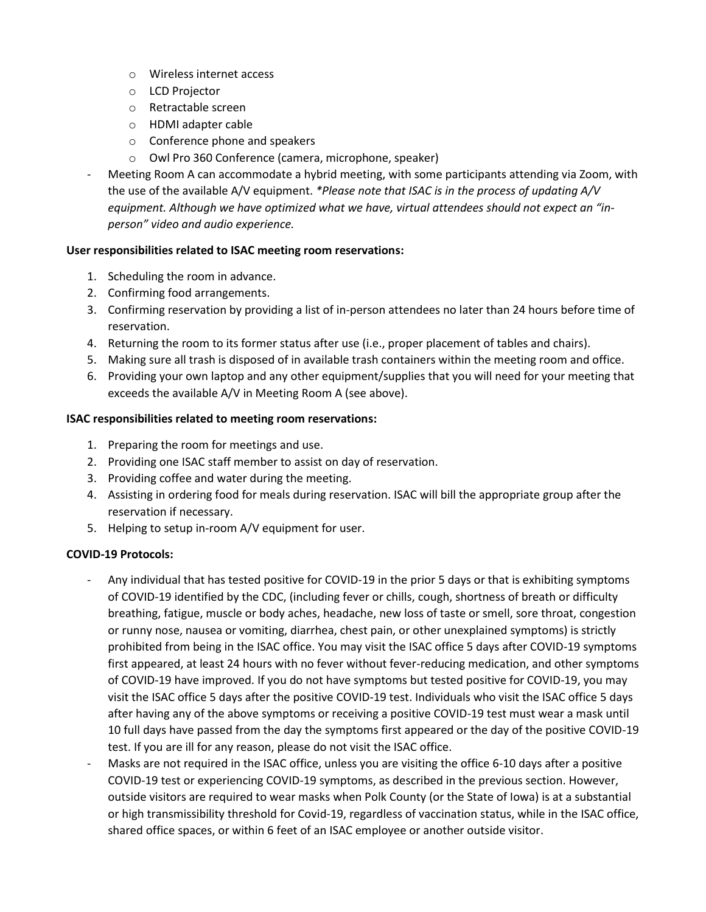- Wireless internet access
  - LCD Projector
  - Retractable screen
  - HDMI adapter cable
  - Conference phone and speakers
  - Owl Pro 360 Conference (camera, microphone, speaker)
- Meeting Room A can accommodate a hybrid meeting, with some participants attending via Zoom, with the use of the available A/V equipment. *\*Please note that ISAC is in the process of updating A/V equipment. Although we have optimized what we have, virtual attendees should not expect an "in-person" video and audio experience.*

**User responsibilities related to ISAC meeting room reservations:**

1. Scheduling the room in advance.
2. Confirming food arrangements.
3. Confirming reservation by providing a list of in-person attendees no later than 24 hours before time of reservation.
4. Returning the room to its former status after use (i.e., proper placement of tables and chairs).
5. Making sure all trash is disposed of in available trash containers within the meeting room and office.
6. Providing your own laptop and any other equipment/supplies that you will need for your meeting that exceeds the available A/V in Meeting Room A (see above).

**ISAC responsibilities related to meeting room reservations:**

1. Preparing the room for meetings and use.
2. Providing one ISAC staff member to assist on day of reservation.
3. Providing coffee and water during the meeting.
4. Assisting in ordering food for meals during reservation. ISAC will bill the appropriate group after the reservation if necessary.
5. Helping to setup in-room A/V equipment for user.

**COVID-19 Protocols:**

- Any individual that has tested positive for COVID-19 in the prior 5 days or that is exhibiting symptoms of COVID-19 identified by the CDC, (including fever or chills, cough, shortness of breath or difficulty breathing, fatigue, muscle or body aches, headache, new loss of taste or smell, sore throat, congestion or runny nose, nausea or vomiting, diarrhea, chest pain, or other unexplained symptoms) is strictly prohibited from being in the ISAC office. You may visit the ISAC office 5 days after COVID-19 symptoms first appeared, at least 24 hours with no fever without fever-reducing medication, and other symptoms of COVID-19 have improved. If you do not have symptoms but tested positive for COVID-19, you may visit the ISAC office 5 days after the positive COVID-19 test. Individuals who visit the ISAC office 5 days after having any of the above symptoms or receiving a positive COVID-19 test must wear a mask until 10 full days have passed from the day the symptoms first appeared or the day of the positive COVID-19 test. If you are ill for any reason, please do not visit the ISAC office.
- Masks are not required in the ISAC office, unless you are visiting the office 6-10 days after a positive COVID-19 test or experiencing COVID-19 symptoms, as described in the previous section. However, outside visitors are required to wear masks when Polk County (or the State of Iowa) is at a substantial or high transmissibility threshold for Covid-19, regardless of vaccination status, while in the ISAC office, shared office spaces, or within 6 feet of an ISAC employee or another outside visitor.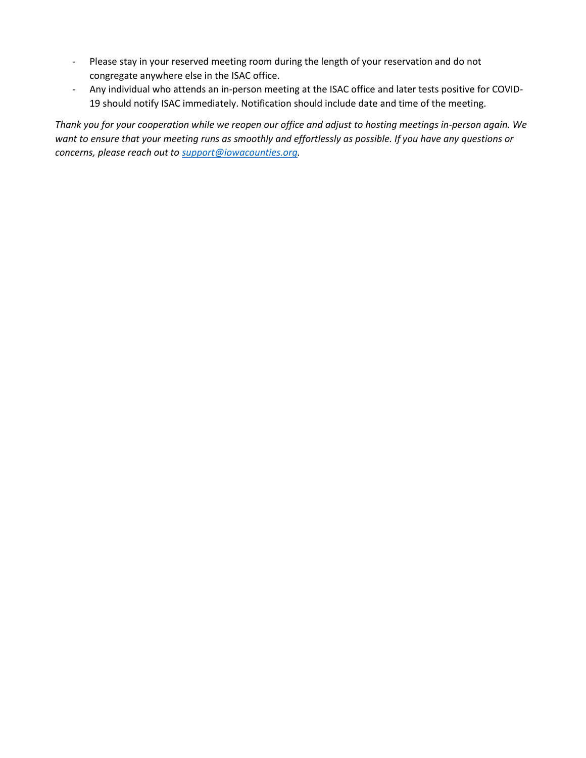- Please stay in your reserved meeting room during the length of your reservation and do not congregate anywhere else in the ISAC office.
- Any individual who attends an in-person meeting at the ISAC office and later tests positive for COVID-19 should notify ISAC immediately. Notification should include date and time of the meeting.

*Thank you for your cooperation while we reopen our office and adjust to hosting meetings in-person again. We want to ensure that your meeting runs as smoothly and effortlessly as possible. If you have any questions or concerns, please reach out to [support@iowacounties.org](mailto:support@iowacounties.org).*